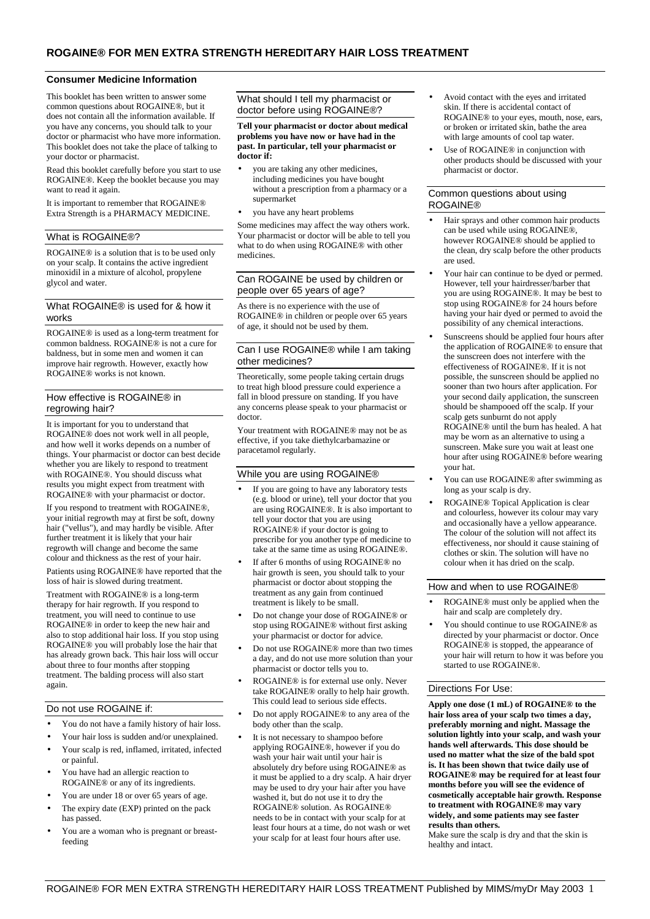# ROGAINE® FOR MEN EXTRA STRENGTH HEREDITARY HAIR LOSS TREATMENT

## Consumer Medicine Information

This booklet has been written to answer some common questions about ROGAINE®, but it does not contain all the information available. If you have any concerns, you should talk to your doctor or pharmacist who have more information. This booklet does not take the place of talking to your doctor or pharmacist.

Read this booklet carefully before you start to use ROGAINE®. Keep the booklet because you may want to read it again.

It is important to remember that ROGAINE® Extra Strength is a PHARMACY MEDICINE.

### What is ROGAINE®?

ROGAINE® is a solution that is to be used only on your scalp. It contains the active ingredient minoxidil in a mixture of alcohol, propylene glycol and water.

### What ROGAINE® is used for & how it works

ROGAINE® is used as a long-term treatment for common baldness. ROGAINE® is not a cure for baldness, but in some men and women it can improve hair regrowth. However, exactly how ROGAINE® works is not known.

### How effective is ROGAINE® in regrowing hair?

It is important for you to understand that ROGAINE® does not work well in all people, and how well it works depends on a number of things. Your pharmacist or doctor can best decide whether you are likely to respond to treatment with ROGAINE®. You should discuss what results you might expect from treatment with ROGAINE® with your pharmacist or doctor.

If you respond to treatment with ROGAINE®, your initial regrowth may at first be soft, downy hair ("vellus"), and may hardly be visible. After further treatment it is likely that your hair regrowth will change and become the same colour and thickness as the rest of your hair.

Patients using ROGAINE® have reported that the loss of hair is slowed during treatment.

Treatment with ROGAINE® is a long-term therapy for hair regrowth. If you respond to treatment, you will need to continue to use ROGAINE® in order to keep the new hair and also to stop additional hair loss. If you stop using ROGAINE® you will probably lose the hair that has already grown back. This hair loss will occur about three to four months after stopping treatment. The balding process will also start again.

### Do not use ROGAINE if:

- You do not have a family history of hair loss.
- Your hair loss is sudden and/or unexplained.
- Your scalp is red, inflamed, irritated, infected or painful.
- You have had an allergic reaction to ROGAINE® or any of its ingredients.
- You are under 18 or over 65 years of age.
- The expiry date (EXP) printed on the pack has passed.
- You are a woman who is pregnant or breast-feeding

### What should I tell my pharmacist or doctor before using ROGAINE®?

**Tell your pharmacist or doctor about medical problems you have now or have had in the past. In particular, tell your pharmacist or doctor if:**

- you are taking any other medicines, including medicines you have bought without a prescription from a pharmacy or a supermarket
- you have any heart problems

Some medicines may affect the way others work. Your pharmacist or doctor will be able to tell you what to do when using ROGAINE® with other medicines.

### Can ROGAINE be used by children or people over 65 years of age?

As there is no experience with the use of ROGAINE® in children or people over 65 years of age, it should not be used by them.

### Can I use ROGAINE® while I am taking other medicines?

Theoretically, some people taking certain drugs to treat high blood pressure could experience a fall in blood pressure on standing. If you have any concerns please speak to your pharmacist or doctor.

Your treatment with ROGAINE® may not be as effective, if you take diethylcarbamazine or paracetamol regularly.

### While you are using ROGAINE®

- If you are going to have any laboratory tests (e.g. blood or urine), tell your doctor that you are using ROGAINE®. It is also important to tell your doctor that you are using ROGAINE® if your doctor is going to prescribe for you another type of medicine to take at the same time as using ROGAINE®.
- If after 6 months of using ROGAINE® no hair growth is seen, you should talk to your pharmacist or doctor about stopping the treatment as any gain from continued treatment is likely to be small.
- Do not change your dose of ROGAINE® or stop using ROGAINE® without first asking your pharmacist or doctor for advice.
- Do not use ROGAINE® more than two times a day, and do not use more solution than your pharmacist or doctor tells you to.
- ROGAINE® is for external use only. Never take ROGAINE® orally to help hair growth. This could lead to serious side effects.
- Do not apply ROGAINE® to any area of the body other than the scalp.
- It is not necessary to shampoo before applying ROGAINE®, however if you do wash your hair wait until your hair is absolutely dry before using ROGAINE® as it must be applied to a dry scalp. A hair dryer may be used to dry your hair after you have washed it, but do not use it to dry the ROGAINE® solution. As ROGAINE® needs to be in contact with your scalp for at least four hours at a time, do not wash or wet your scalp for at least four hours after use.
- Avoid contact with the eyes and irritated skin. If there is accidental contact of ROGAINE® to your eyes, mouth, nose, ears, or broken or irritated skin, bathe the area with large amounts of cool tap water.
- Use of ROGAINE® in conjunction with other products should be discussed with your pharmacist or doctor.

### Common questions about using ROGAINE®

- Hair sprays and other common hair products can be used while using ROGAINE®, however ROGAINE® should be applied to the clean, dry scalp before the other products are used.
- Your hair can continue to be dyed or permed. However, tell your hairdresser/barber that you are using ROGAINE®. It may be best to stop using ROGAINE® for 24 hours before having your hair dyed or permed to avoid the possibility of any chemical interactions.
- Sunscreens should be applied four hours after the application of ROGAINE® to ensure that the sunscreen does not interfere with the effectiveness of ROGAINE®. If it is not possible, the sunscreen should be applied no sooner than two hours after application. For your second daily application, the sunscreen should be shampooed off the scalp. If your scalp gets sunburnt do not apply ROGAINE® until the burn has healed. A hat may be worn as an alternative to using a sunscreen. Make sure you wait at least one hour after using ROGAINE® before wearing your hat.
- You can use ROGAINE® after swimming as long as your scalp is dry.
- ROGAINE® Topical Application is clear and colourless, however its colour may vary and occasionally have a yellow appearance. The colour of the solution will not affect its effectiveness, nor should it cause staining of clothes or skin. The solution will have no colour when it has dried on the scalp.

### How and when to use ROGAINE®

- ROGAINE® must only be applied when the hair and scalp are completely dry.
- You should continue to use ROGAINE® as directed by your pharmacist or doctor. Once ROGAINE® is stopped, the appearance of your hair will return to how it was before you started to use ROGAINE®.

### Directions For Use:

**Apply one dose (1 mL) of ROGAINE® to the hair loss area of your scalp two times a day, preferably morning and night. Massage the solution lightly into your scalp, and wash your hands well afterwards. This dose should be used no matter what the size of the bald spot is. It has been shown that twice daily use of ROGAINE® may be required for at least four months before you will see the evidence of cosmetically acceptable hair growth. Response to treatment with ROGAINE® may vary widely, and some patients may see faster results than others.**

Make sure the scalp is dry and that the skin is healthy and intact.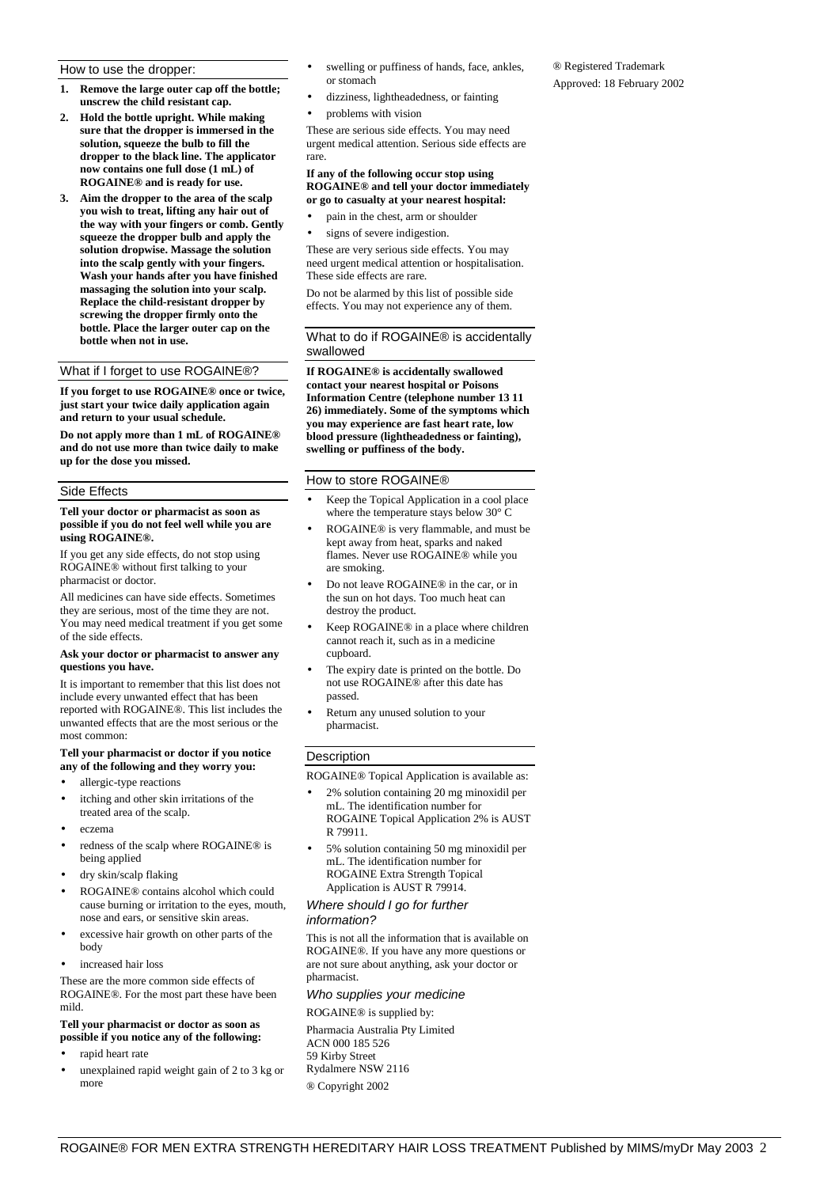## How to use the dropper:

1. **Remove the large outer cap off the bottle; unscrew the child resistant cap.**
2. **Hold the bottle upright. While making sure that the dropper is immersed in the solution, squeeze the bulb to fill the dropper to the black line. The applicator now contains one full dose (1 mL) of ROGAINE® and is ready for use.**
3. **Aim the dropper to the area of the scalp you wish to treat, lifting any hair out of the way with your fingers or comb. Gently squeeze the dropper bulb and apply the solution dropwise. Massage the solution into the scalp gently with your fingers. Wash your hands after you have finished massaging the solution into your scalp. Replace the child-resistant dropper by screwing the dropper firmly onto the bottle. Place the larger outer cap on the bottle when not in use.**

## What if I forget to use ROGAINE®?

**If you forget to use ROGAINE® once or twice, just start your twice daily application again and return to your usual schedule.**

**Do not apply more than 1 mL of ROGAINE® and do not use more than twice daily to make up for the dose you missed.**

## Side Effects

**Tell your doctor or pharmacist as soon as possible if you do not feel well while you are using ROGAINE®.**

If you get any side effects, do not stop using ROGAINE® without first talking to your pharmacist or doctor.

All medicines can have side effects. Sometimes they are serious, most of the time they are not. You may need medical treatment if you get some of the side effects.

**Ask your doctor or pharmacist to answer any questions you have.**

It is important to remember that this list does not include every unwanted effect that has been reported with ROGAINE®. This list includes the unwanted effects that are the most serious or the most common:

**Tell your pharmacist or doctor if you notice any of the following and they worry you:**

- allergic-type reactions
- itching and other skin irritations of the treated area of the scalp.
- eczema
- redness of the scalp where ROGAINE® is being applied
- dry skin/scalp flaking
- ROGAINE® contains alcohol which could cause burning or irritation to the eyes, mouth, nose and ears, or sensitive skin areas.
- excessive hair growth on other parts of the body
- increased hair loss

These are the more common side effects of ROGAINE®. For the most part these have been mild.

**Tell your pharmacist or doctor as soon as possible if you notice any of the following:**

- rapid heart rate
- unexplained rapid weight gain of 2 to 3 kg or more
- swelling or puffiness of hands, face, ankles, or stomach
- dizziness, lightheadedness, or fainting
- problems with vision

These are serious side effects. You may need urgent medical attention. Serious side effects are rare.

**If any of the following occur stop using ROGAINE® and tell your doctor immediately or go to casualty at your nearest hospital:**

- pain in the chest, arm or shoulder
- signs of severe indigestion.

These are very serious side effects. You may need urgent medical attention or hospitalisation. These side effects are rare.

Do not be alarmed by this list of possible side effects. You may not experience any of them.

## What to do if ROGAINE® is accidentally swallowed

**If ROGAINE® is accidentally swallowed contact your nearest hospital or Poisons Information Centre (telephone number 13 11 26) immediately. Some of the symptoms which you may experience are fast heart rate, low blood pressure (lightheadedness or fainting), swelling or puffiness of the body.**

## How to store ROGAINE®

- Keep the Topical Application in a cool place where the temperature stays below 30° C
- ROGAINE® is very flammable, and must be kept away from heat, sparks and naked flames. Never use ROGAINE® while you are smoking.
- Do not leave ROGAINE® in the car, or in the sun on hot days. Too much heat can destroy the product.
- Keep ROGAINE® in a place where children cannot reach it, such as in a medicine cupboard.
- The expiry date is printed on the bottle. Do not use ROGAINE® after this date has passed.
- Return any unused solution to your pharmacist.

## Description

ROGAINE® Topical Application is available as:

- 2% solution containing 20 mg minoxidil per mL. The identification number for ROGAINE Topical Application 2% is AUST R 79911.
- 5% solution containing 50 mg minoxidil per mL. The identification number for ROGAINE Extra Strength Topical Application is AUST R 79914.

### *Where should I go for further information?*

This is not all the information that is available on ROGAINE®. If you have any more questions or are not sure about anything, ask your doctor or pharmacist.

### *Who supplies your medicine*

ROGAINE® is supplied by:

Pharmacia Australia Pty Limited
ACN 000 185 526
59 Kirby Street
Rydalmere NSW 2116

® Copyright 2002

® Registered Trademark

Approved: 18 February 2002